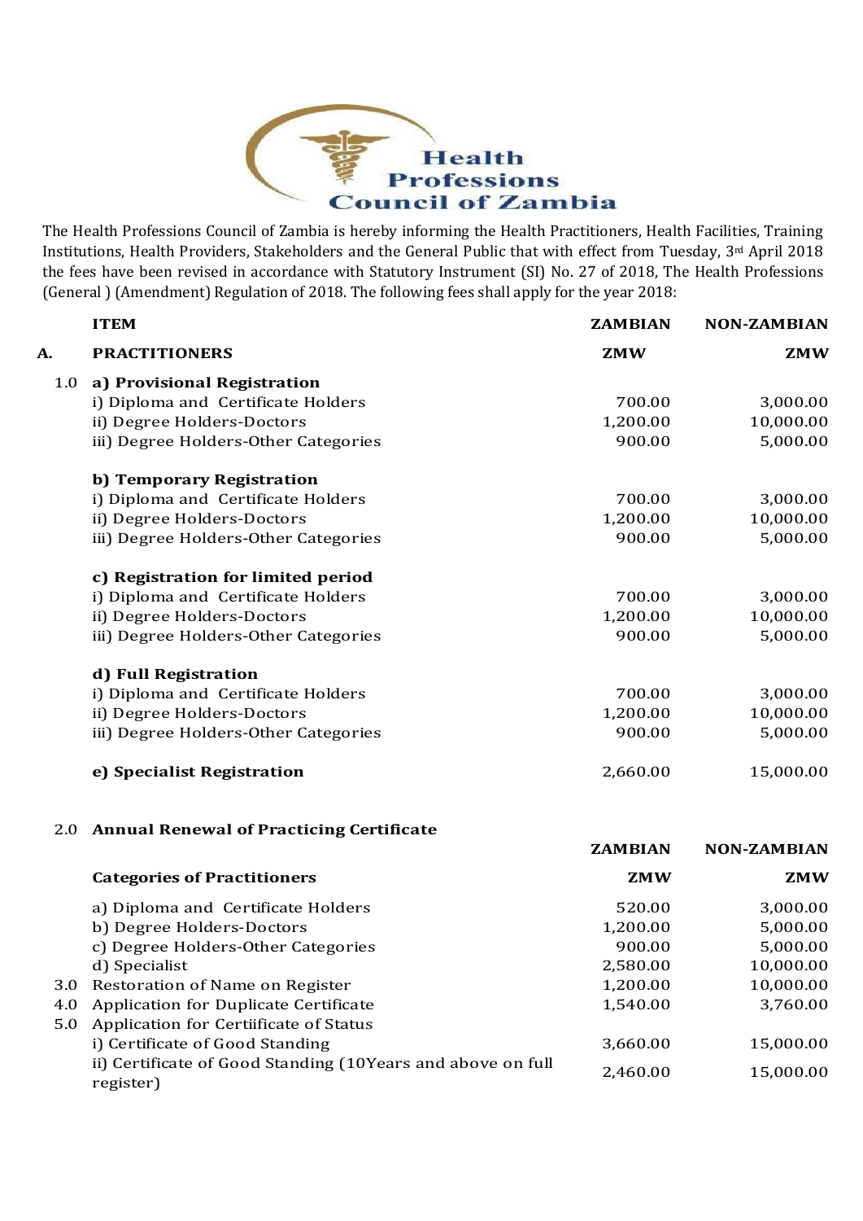# Health Professions Council of Zambia

The Health Professions Council of Zambia is hereby informing the Health Practitioners, Health Facilities, Training Institutions, Health Providers, Stakeholders and the General Public that with effect from Tuesday, 3rd April 2018 the fees have been revised in accordance with Statutory Instrument (SI) No. 27 of 2018, The Health Professions (General ) (Amendment) Regulation of 2018. The following fees shall apply for the year 2018:

| | **ITEM** | **ZAMBIAN** | **NON-ZAMBIAN** |
|---|---|---|---|
| **A.** | **PRACTITIONERS** | **ZMW** | **ZMW** |
| 1.0 | **a) Provisional Registration** | | |
| | i) Diploma and Certificate Holders | 700.00 | 3,000.00 |
| | ii) Degree Holders-Doctors | 1,200.00 | 10,000.00 |
| | iii) Degree Holders-Other Categories | 900.00 | 5,000.00 |
| | **b) Temporary Registration** | | |
| | i) Diploma and Certificate Holders | 700.00 | 3,000.00 |
| | ii) Degree Holders-Doctors | 1,200.00 | 10,000.00 |
| | iii) Degree Holders-Other Categories | 900.00 | 5,000.00 |
| | **c) Registration for limited period** | | |
| | i) Diploma and Certificate Holders | 700.00 | 3,000.00 |
| | ii) Degree Holders-Doctors | 1,200.00 | 10,000.00 |
| | iii) Degree Holders-Other Categories | 900.00 | 5,000.00 |
| | **d) Full Registration** | | |
| | i) Diploma and Certificate Holders | 700.00 | 3,000.00 |
| | ii) Degree Holders-Doctors | 1,200.00 | 10,000.00 |
| | iii) Degree Holders-Other Categories | 900.00 | 5,000.00 |
| | **e) Specialist Registration** | 2,660.00 | 15,000.00 |

| | **Annual Renewal of Practicing Certificate** | **ZAMBIAN** | **NON-ZAMBIAN** |
|---|---|---|---|
| 2.0 | **Categories of Practitioners** | **ZMW** | **ZMW** |
| | a) Diploma and Certificate Holders | 520.00 | 3,000.00 |
| | b) Degree Holders-Doctors | 1,200.00 | 5,000.00 |
| | c) Degree Holders-Other Categories | 900.00 | 5,000.00 |
| | d) Specialist | 2,580.00 | 10,000.00 |
| 3.0 | Restoration of Name on Register | 1,200.00 | 10,000.00 |
| 4.0 | Application for Duplicate Certificate | 1,540.00 | 3,760.00 |
| 5.0 | Application for Certiificate of Status | | |
| | i) Certificate of Good Standing | 3,660.00 | 15,000.00 |
| | ii) Certificate of Good Standing (10Years and above on full register) | 2,460.00 | 15,000.00 |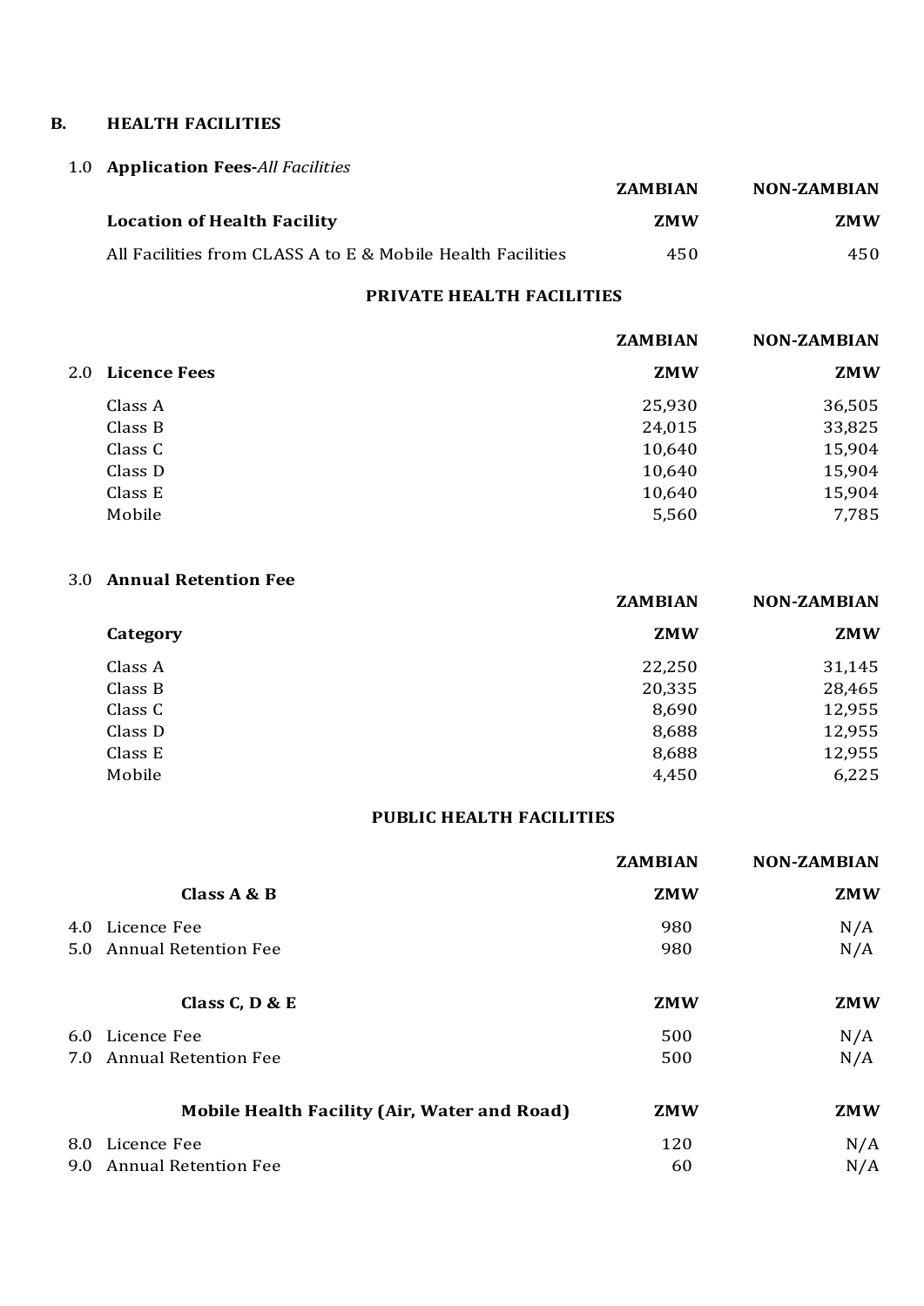## B. HEALTH FACILITIES

### 1.0 Application Fees-*All Facilities*

| Location of Health Facility | ZAMBIAN ZMW | NON-ZAMBIAN ZMW |
|---|---|---|
| All Facilities from CLASS A to E & Mobile Health Facilities | 450 | 450 |

### PRIVATE HEALTH FACILITIES

### 2.0 Licence Fees

| | ZAMBIAN ZMW | NON-ZAMBIAN ZMW |
|---|---|---|
| Class A | 25,930 | 36,505 |
| Class B | 24,015 | 33,825 |
| Class C | 10,640 | 15,904 |
| Class D | 10,640 | 15,904 |
| Class E | 10,640 | 15,904 |
| Mobile | 5,560 | 7,785 |

### 3.0 Annual Retention Fee

| Category | ZAMBIAN ZMW | NON-ZAMBIAN ZMW |
|---|---|---|
| Class A | 22,250 | 31,145 |
| Class B | 20,335 | 28,465 |
| Class C | 8,690 | 12,955 |
| Class D | 8,688 | 12,955 |
| Class E | 8,688 | 12,955 |
| Mobile | 4,450 | 6,225 |

### PUBLIC HEALTH FACILITIES

| | ZAMBIAN | NON-ZAMBIAN |
|---|---|---|
| **Class A & B** | **ZMW** | **ZMW** |
| 4.0 Licence Fee | 980 | N/A |
| 5.0 Annual Retention Fee | 980 | N/A |
| **Class C, D & E** | **ZMW** | **ZMW** |
| 6.0 Licence Fee | 500 | N/A |
| 7.0 Annual Retention Fee | 500 | N/A |
| **Mobile Health Facility (Air, Water and Road)** | **ZMW** | **ZMW** |
| 8.0 Licence Fee | 120 | N/A |
| 9.0 Annual Retention Fee | 60 | N/A |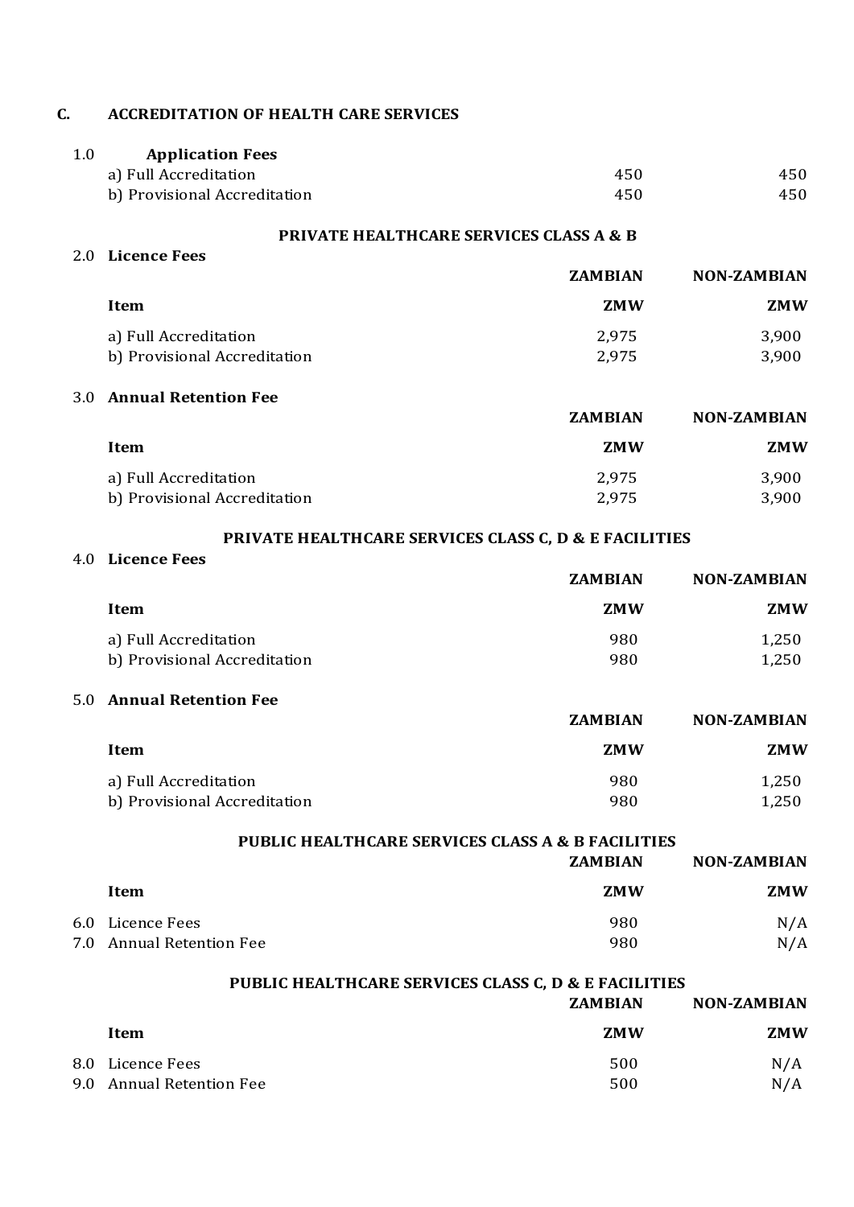## C. ACCREDITATION OF HEALTH CARE SERVICES

**1.0 Application Fees**

| Item | | |
|---|---|---|
| a) Full Accreditation | 450 | 450 |
| b) Provisional Accreditation | 450 | 450 |

### PRIVATE HEALTHCARE SERVICES CLASS A & B

**2.0 Licence Fees**

| | ZAMBIAN | NON-ZAMBIAN |
|---|---|---|
| **Item** | **ZMW** | **ZMW** |
| a) Full Accreditation | 2,975 | 3,900 |
| b) Provisional Accreditation | 2,975 | 3,900 |

**3.0 Annual Retention Fee**

| | ZAMBIAN | NON-ZAMBIAN |
|---|---|---|
| **Item** | **ZMW** | **ZMW** |
| a) Full Accreditation | 2,975 | 3,900 |
| b) Provisional Accreditation | 2,975 | 3,900 |

### PRIVATE HEALTHCARE SERVICES CLASS C, D & E FACILITIES

**4.0 Licence Fees**

| | ZAMBIAN | NON-ZAMBIAN |
|---|---|---|
| **Item** | **ZMW** | **ZMW** |
| a) Full Accreditation | 980 | 1,250 |
| b) Provisional Accreditation | 980 | 1,250 |

**5.0 Annual Retention Fee**

| | ZAMBIAN | NON-ZAMBIAN |
|---|---|---|
| **Item** | **ZMW** | **ZMW** |
| a) Full Accreditation | 980 | 1,250 |
| b) Provisional Accreditation | 980 | 1,250 |

### PUBLIC HEALTHCARE SERVICES CLASS A & B FACILITIES

| | ZAMBIAN | NON-ZAMBIAN |
|---|---|---|
| **Item** | **ZMW** | **ZMW** |
| 6.0 Licence Fees | 980 | N/A |
| 7.0 Annual Retention Fee | 980 | N/A |

### PUBLIC HEALTHCARE SERVICES CLASS C, D & E FACILITIES

| | ZAMBIAN | NON-ZAMBIAN |
|---|---|---|
| **Item** | **ZMW** | **ZMW** |
| 8.0 Licence Fees | 500 | N/A |
| 9.0 Annual Retention Fee | 500 | N/A |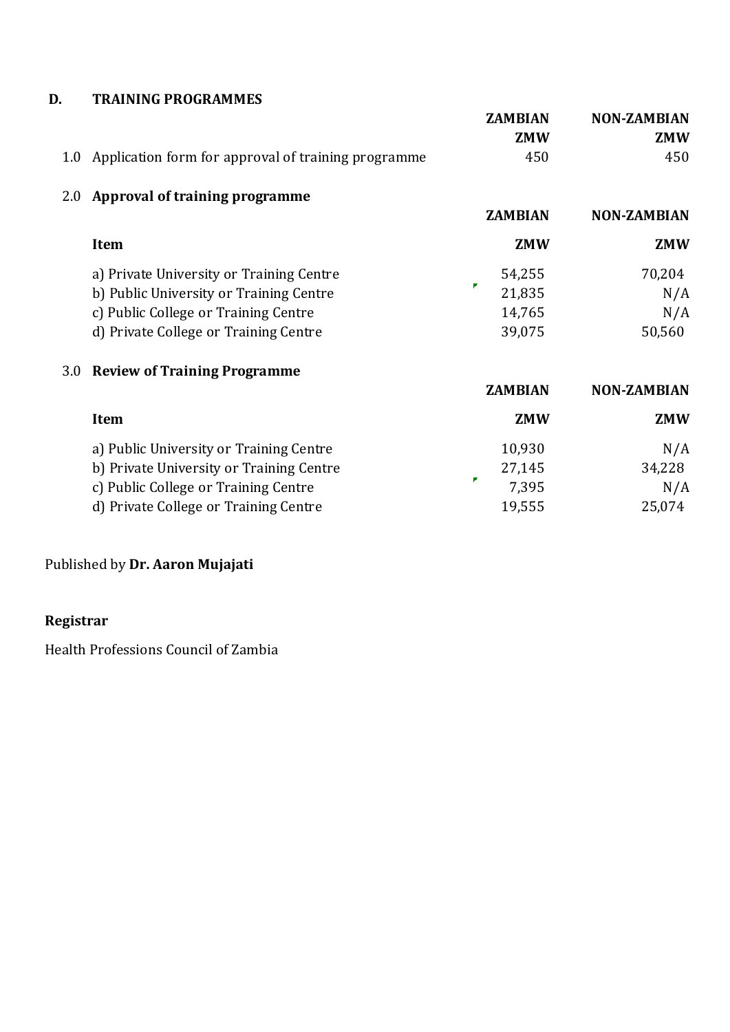## D. TRAINING PROGRAMMES

| | | ZAMBIAN | NON-ZAMBIAN |
|---|---|---|---|
| | | ZMW | ZMW |
| 1.0 | Application form for approval of training programme | 450 | 450 |

### 2.0 Approval of training programme

| Item | ZAMBIAN ZMW | NON-ZAMBIAN ZMW |
|---|---|---|
| a) Private University or Training Centre | 54,255 | 70,204 |
| b) Public University or Training Centre | 21,835 | N/A |
| c) Public College or Training Centre | 14,765 | N/A |
| d) Private College or Training Centre | 39,075 | 50,560 |

### 3.0 Review of Training Programme

| Item | ZAMBIAN ZMW | NON-ZAMBIAN ZMW |
|---|---|---|
| a) Public University or Training Centre | 10,930 | N/A |
| b) Private University or Training Centre | 27,145 | 34,228 |
| c) Public College or Training Centre | 7,395 | N/A |
| d) Private College or Training Centre | 19,555 | 25,074 |

Published by **Dr. Aaron Mujajati**

**Registrar**

Health Professions Council of Zambia